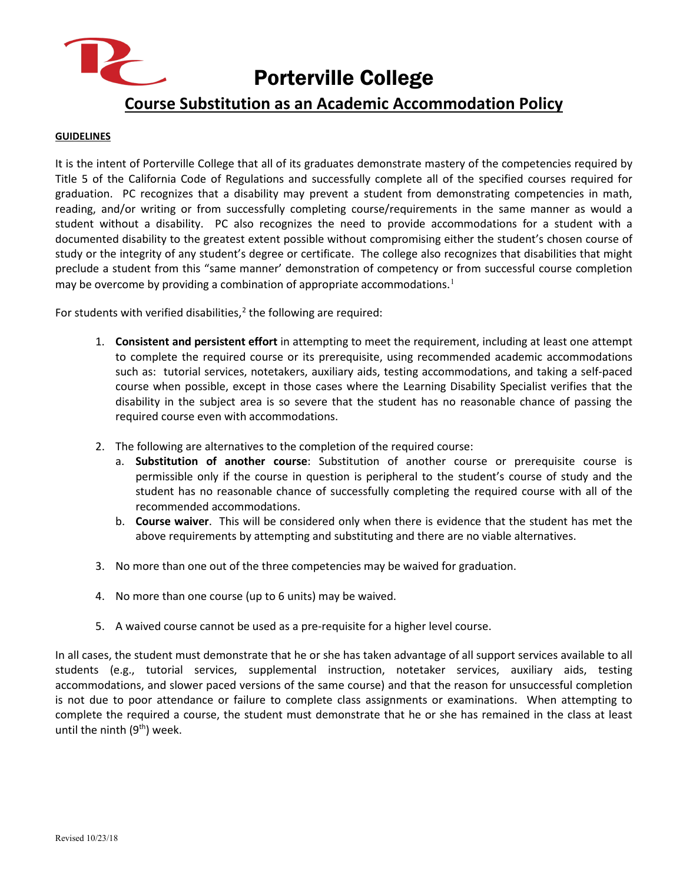# Porterville College

## Course Substitution as an Academic Accommodation Policy

**GUIDELINES**

It is the intent of Porterville College that all of its graduates demonstrate mastery of the competencies required by Title 5 of the California Code of Regulations and successfully complete all of the specified courses required for graduation. PC recognizes that a disability may prevent a student from demonstrating competencies in math, reading, and/or writing or from successfully completing course/requirements in the same manner as would a student without a disability. PC also recognizes the need to provide accommodations for a student with a documented disability to the greatest extent possible without compromising either the student's chosen course of study or the integrity of any student's degree or certificate. The college also recognizes that disabilities that might preclude a student from this "same manner' demonstration of competency or from successful course completion may be overcome by providing a combination of appropriate accommodations.[1]

For students with verified disabilities,[2] the following are required:

1. **Consistent and persistent effort** in attempting to meet the requirement, including at least one attempt to complete the required course or its prerequisite, using recommended academic accommodations such as: tutorial services, notetakers, auxiliary aids, testing accommodations, and taking a self-paced course when possible, except in those cases where the Learning Disability Specialist verifies that the disability in the subject area is so severe that the student has no reasonable chance of passing the required course even with accommodations.

2. The following are alternatives to the completion of the required course:
   a. **Substitution of another course**: Substitution of another course or prerequisite course is permissible only if the course in question is peripheral to the student's course of study and the student has no reasonable chance of successfully completing the required course with all of the recommended accommodations.
   b. **Course waiver**. This will be considered only when there is evidence that the student has met the above requirements by attempting and substituting and there are no viable alternatives.

3. No more than one out of the three competencies may be waived for graduation.

4. No more than one course (up to 6 units) may be waived.

5. A waived course cannot be used as a pre-requisite for a higher level course.

In all cases, the student must demonstrate that he or she has taken advantage of all support services available to all students (e.g., tutorial services, supplemental instruction, notetaker services, auxiliary aids, testing accommodations, and slower paced versions of the same course) and that the reason for unsuccessful completion is not due to poor attendance or failure to complete class assignments or examinations. When attempting to complete the required a course, the student must demonstrate that he or she has remained in the class at least until the ninth (9th) week.

Revised 10/23/18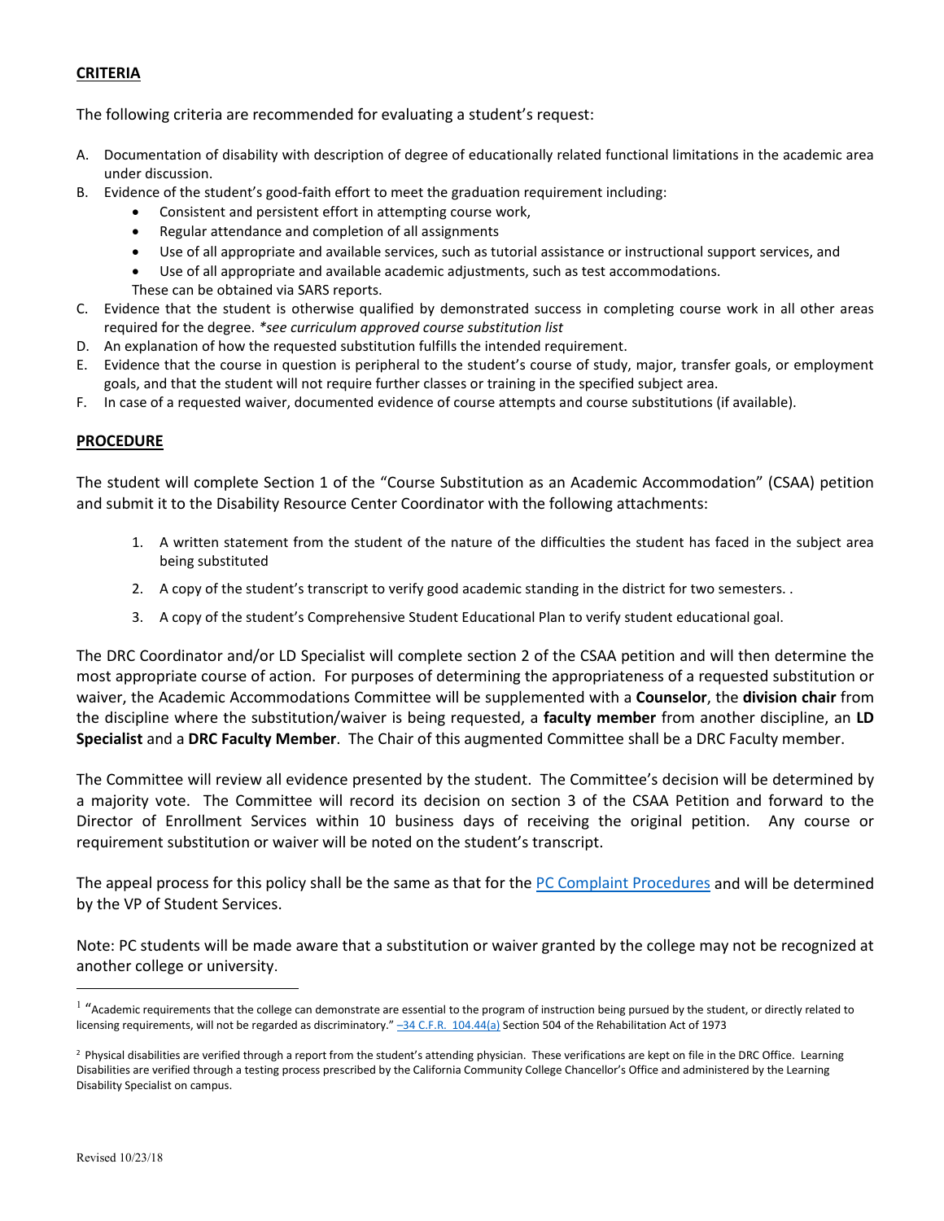## CRITERIA

The following criteria are recommended for evaluating a student's request:

A. Documentation of disability with description of degree of educationally related functional limitations in the academic area under discussion.
B. Evidence of the student's good-faith effort to meet the graduation requirement including:
   - Consistent and persistent effort in attempting course work,
   - Regular attendance and completion of all assignments
   - Use of all appropriate and available services, such as tutorial assistance or instructional support services, and
   - Use of all appropriate and available academic adjustments, such as test accommodations.

   These can be obtained via SARS reports.
C. Evidence that the student is otherwise qualified by demonstrated success in completing course work in all other areas required for the degree. *\*see curriculum approved course substitution list*
D. An explanation of how the requested substitution fulfills the intended requirement.
E. Evidence that the course in question is peripheral to the student's course of study, major, transfer goals, or employment goals, and that the student will not require further classes or training in the specified subject area.
F. In case of a requested waiver, documented evidence of course attempts and course substitutions (if available).

## PROCEDURE

The student will complete Section 1 of the "Course Substitution as an Academic Accommodation" (CSAA) petition and submit it to the Disability Resource Center Coordinator with the following attachments:

1. A written statement from the student of the nature of the difficulties the student has faced in the subject area being substituted
2. A copy of the student's transcript to verify good academic standing in the district for two semesters. .
3. A copy of the student's Comprehensive Student Educational Plan to verify student educational goal.

The DRC Coordinator and/or LD Specialist will complete section 2 of the CSAA petition and will then determine the most appropriate course of action. For purposes of determining the appropriateness of a requested substitution or waiver, the Academic Accommodations Committee will be supplemented with a **Counselor**, the **division chair** from the discipline where the substitution/waiver is being requested, a **faculty member** from another discipline, an **LD Specialist** and a **DRC Faculty Member**. The Chair of this augmented Committee shall be a DRC Faculty member.

The Committee will review all evidence presented by the student. The Committee's decision will be determined by a majority vote. The Committee will record its decision on section 3 of the CSAA Petition and forward to the Director of Enrollment Services within 10 business days of receiving the original petition. Any course or requirement substitution or waiver will be noted on the student's transcript.

The appeal process for this policy shall be the same as that for the PC Complaint Procedures and will be determined by the VP of Student Services.

Note: PC students will be made aware that a substitution or waiver granted by the college may not be recognized at another college or university.

---

[1] "Academic requirements that the college can demonstrate are essential to the program of instruction being pursued by the student, or directly related to licensing requirements, will not be regarded as discriminatory." –34 C.F.R. 104.44(a) Section 504 of the Rehabilitation Act of 1973

[2] Physical disabilities are verified through a report from the student's attending physician. These verifications are kept on file in the DRC Office. Learning Disabilities are verified through a testing process prescribed by the California Community College Chancellor's Office and administered by the Learning Disability Specialist on campus.

Revised 10/23/18